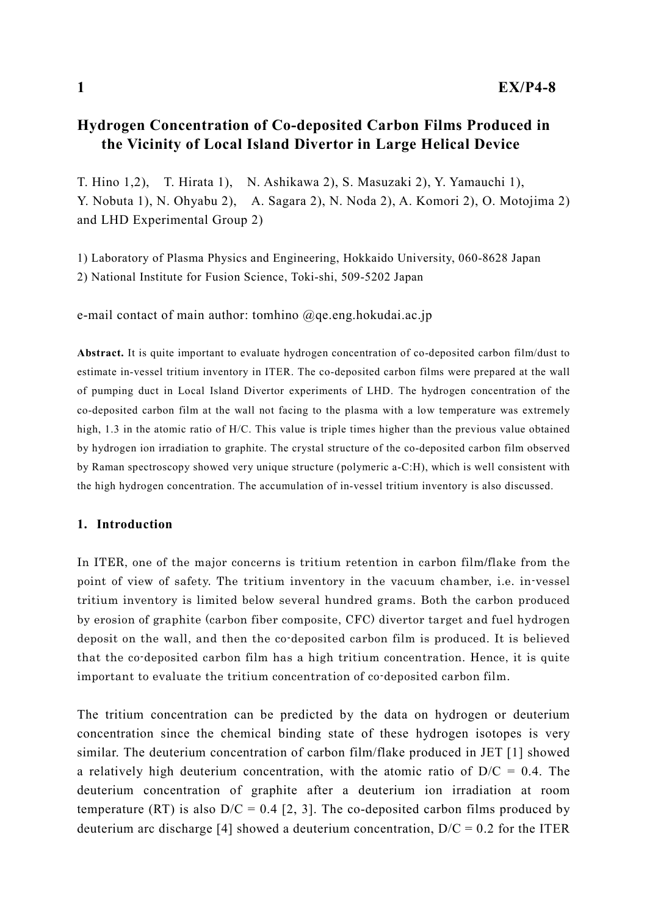# Hydrogen Concentration of Co-deposited Carbon Films Produced in the Vicinity of Local Island Divertor in Large Helical Device

T. Hino 1,2), T. Hirata 1), N. Ashikawa 2), S. Masuzaki 2), Y. Yamauchi 1), Y. Nobuta 1), N. Ohyabu 2), A. Sagara 2), N. Noda 2), A. Komori 2), O. Motojima 2) and LHD Experimental Group 2)

1) Laboratory of Plasma Physics and Engineering, Hokkaido University, 060-8628 Japan
2) National Institute for Fusion Science, Toki-shi, 509-5202 Japan

e-mail contact of main author: tomhino @qe.eng.hokudai.ac.jp

**Abstract.** It is quite important to evaluate hydrogen concentration of co-deposited carbon film/dust to estimate in-vessel tritium inventory in ITER. The co-deposited carbon films were prepared at the wall of pumping duct in Local Island Divertor experiments of LHD. The hydrogen concentration of the co-deposited carbon film at the wall not facing to the plasma with a low temperature was extremely high, 1.3 in the atomic ratio of H/C. This value is triple times higher than the previous value obtained by hydrogen ion irradiation to graphite. The crystal structure of the co-deposited carbon film observed by Raman spectroscopy showed very unique structure (polymeric a-C:H), which is well consistent with the high hydrogen concentration. The accumulation of in-vessel tritium inventory is also discussed.

## 1. Introduction

In ITER, one of the major concerns is tritium retention in carbon film/flake from the point of view of safety. The tritium inventory in the vacuum chamber, i.e. in-vessel tritium inventory is limited below several hundred grams. Both the carbon produced by erosion of graphite (carbon fiber composite, CFC) divertor target and fuel hydrogen deposit on the wall, and then the co-deposited carbon film is produced. It is believed that the co-deposited carbon film has a high tritium concentration. Hence, it is quite important to evaluate the tritium concentration of co-deposited carbon film.

The tritium concentration can be predicted by the data on hydrogen or deuterium concentration since the chemical binding state of these hydrogen isotopes is very similar. The deuterium concentration of carbon film/flake produced in JET [1] showed a relatively high deuterium concentration, with the atomic ratio of D/C = 0.4. The deuterium concentration of graphite after a deuterium ion irradiation at room temperature (RT) is also D/C = 0.4 [2, 3]. The co-deposited carbon films produced by deuterium arc discharge [4] showed a deuterium concentration, D/C = 0.2 for the ITER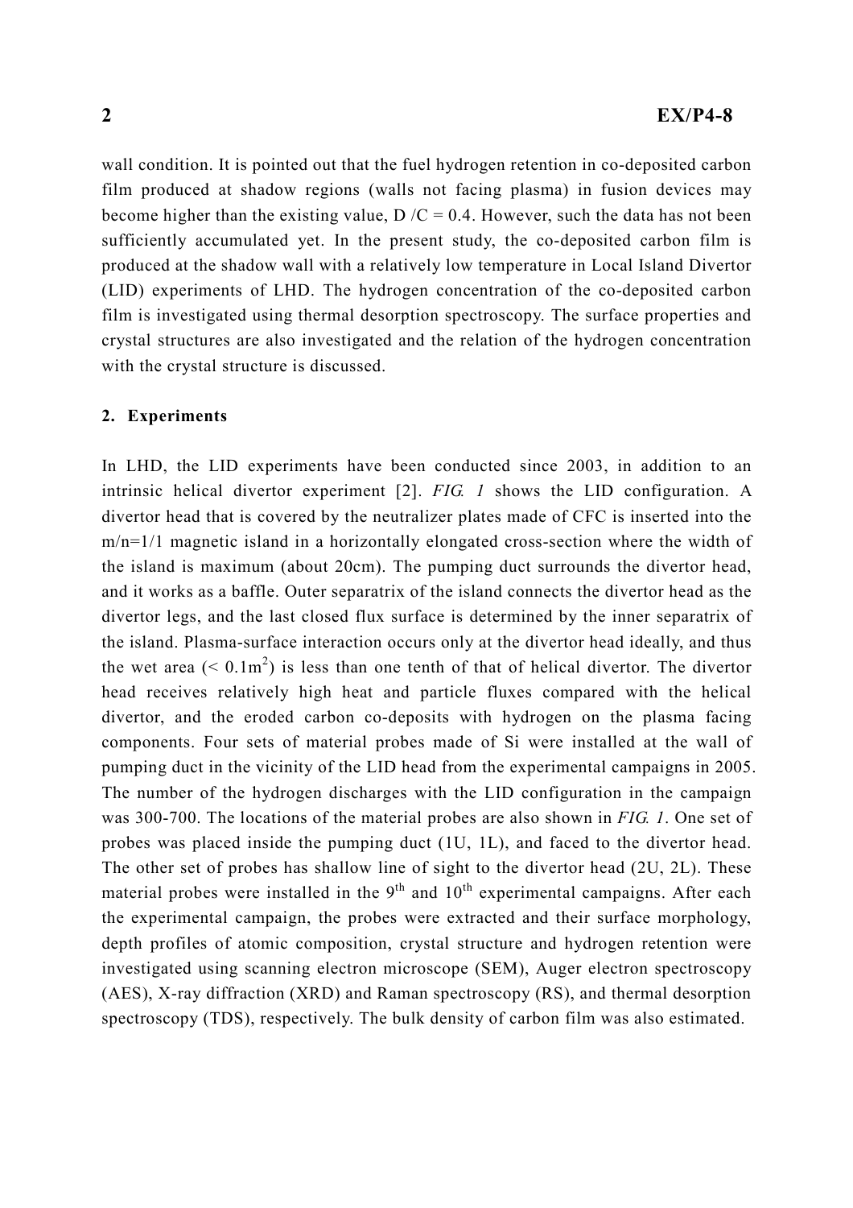wall condition. It is pointed out that the fuel hydrogen retention in co-deposited carbon film produced at shadow regions (walls not facing plasma) in fusion devices may become higher than the existing value, D /C = 0.4. However, such the data has not been sufficiently accumulated yet. In the present study, the co-deposited carbon film is produced at the shadow wall with a relatively low temperature in Local Island Divertor (LID) experiments of LHD. The hydrogen concentration of the co-deposited carbon film is investigated using thermal desorption spectroscopy. The surface properties and crystal structures are also investigated and the relation of the hydrogen concentration with the crystal structure is discussed.

## 2. Experiments

In LHD, the LID experiments have been conducted since 2003, in addition to an intrinsic helical divertor experiment [2]. *FIG. 1* shows the LID configuration. A divertor head that is covered by the neutralizer plates made of CFC is inserted into the m/n=1/1 magnetic island in a horizontally elongated cross-section where the width of the island is maximum (about 20cm). The pumping duct surrounds the divertor head, and it works as a baffle. Outer separatrix of the island connects the divertor head as the divertor legs, and the last closed flux surface is determined by the inner separatrix of the island. Plasma-surface interaction occurs only at the divertor head ideally, and thus the wet area ($< 0.1m^2$) is less than one tenth of that of helical divertor. The divertor head receives relatively high heat and particle fluxes compared with the helical divertor, and the eroded carbon co-deposits with hydrogen on the plasma facing components. Four sets of material probes made of Si were installed at the wall of pumping duct in the vicinity of the LID head from the experimental campaigns in 2005. The number of the hydrogen discharges with the LID configuration in the campaign was 300-700. The locations of the material probes are also shown in *FIG. 1*. One set of probes was placed inside the pumping duct (1U, 1L), and faced to the divertor head. The other set of probes has shallow line of sight to the divertor head (2U, 2L). These material probes were installed in the $9^{th}$ and $10^{th}$ experimental campaigns. After each the experimental campaign, the probes were extracted and their surface morphology, depth profiles of atomic composition, crystal structure and hydrogen retention were investigated using scanning electron microscope (SEM), Auger electron spectroscopy (AES), X-ray diffraction (XRD) and Raman spectroscopy (RS), and thermal desorption spectroscopy (TDS), respectively. The bulk density of carbon film was also estimated.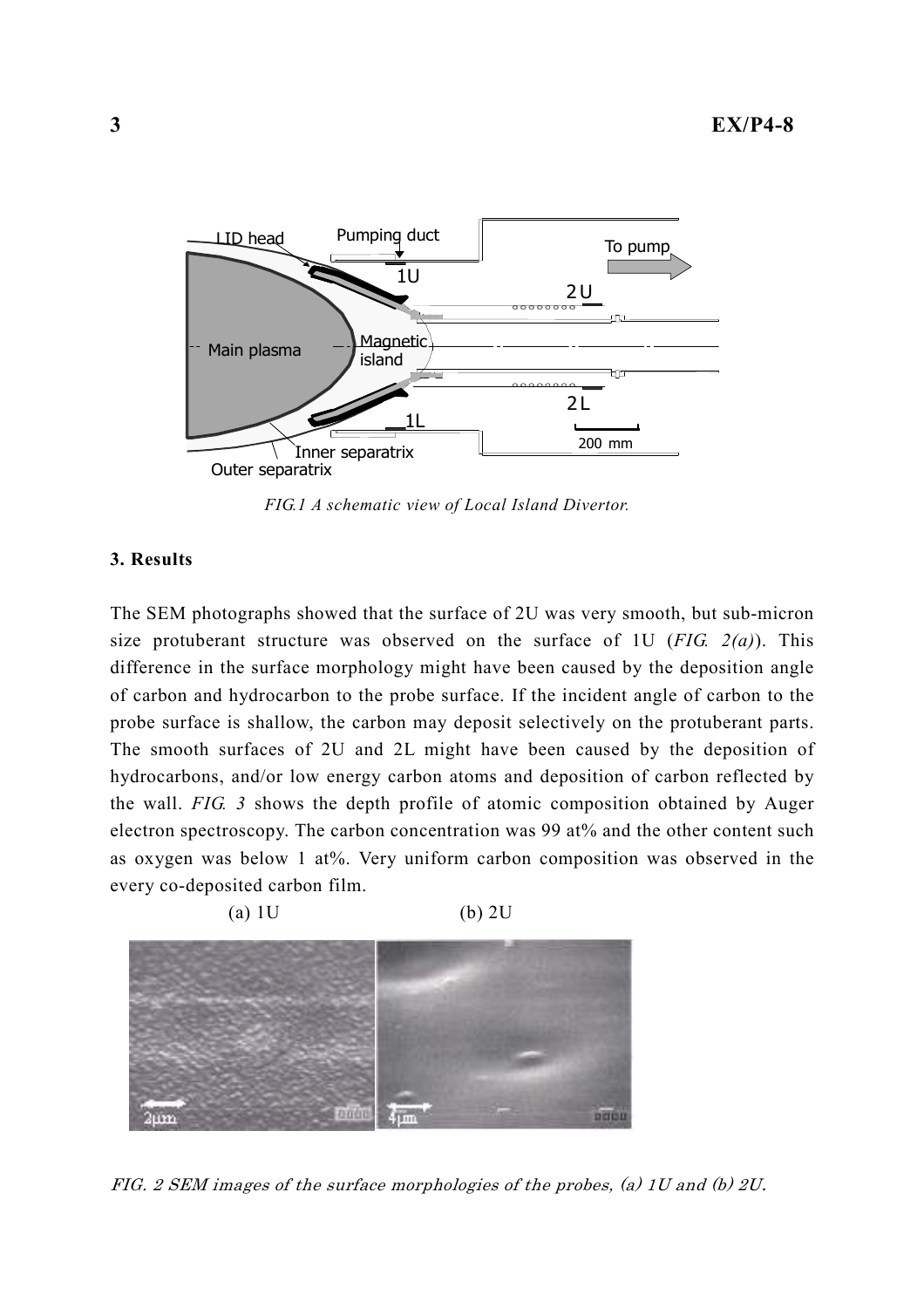FIG.1 A schematic view of Local Island Divertor.

## 3. Results

The SEM photographs showed that the surface of 2U was very smooth, but sub-micron size protuberant structure was observed on the surface of 1U (*FIG. 2(a)*). This difference in the surface morphology might have been caused by the deposition angle of carbon and hydrocarbon to the probe surface. If the incident angle of carbon to the probe surface is shallow, the carbon may deposit selectively on the protuberant parts. The smooth surfaces of 2U and 2L might have been caused by the deposition of hydrocarbons, and/or low energy carbon atoms and deposition of carbon reflected by the wall. *FIG. 3* shows the depth profile of atomic composition obtained by Auger electron spectroscopy. The carbon concentration was 99 at% and the other content such as oxygen was below 1 at%. Very uniform carbon composition was observed in the every co-deposited carbon film.

(a) 1U (b) 2U

*FIG. 2 SEM images of the surface morphologies of the probes, (a) 1U and (b) 2U.*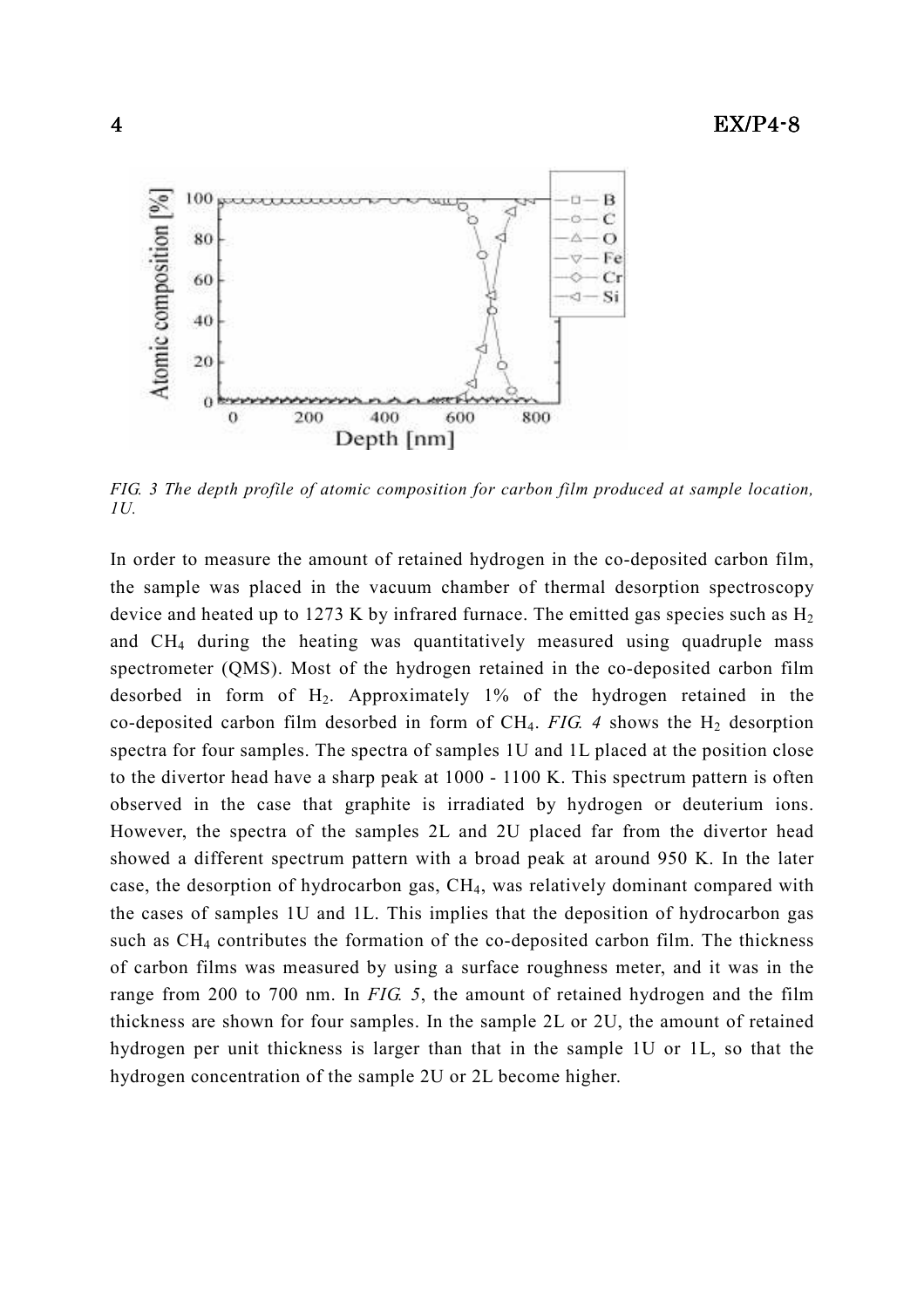*FIG. 3 The depth profile of atomic composition for carbon film produced at sample location, 1U.*

In order to measure the amount of retained hydrogen in the co-deposited carbon film, the sample was placed in the vacuum chamber of thermal desorption spectroscopy device and heated up to 1273 K by infrared furnace. The emitted gas species such as $H_2$ and $CH_4$ during the heating was quantitatively measured using quadruple mass spectrometer (QMS). Most of the hydrogen retained in the co-deposited carbon film desorbed in form of $H_2$. Approximately 1% of the hydrogen retained in the co-deposited carbon film desorbed in form of $CH_4$. *FIG. 4* shows the $H_2$ desorption spectra for four samples. The spectra of samples 1U and 1L placed at the position close to the divertor head have a sharp peak at 1000 - 1100 K. This spectrum pattern is often observed in the case that graphite is irradiated by hydrogen or deuterium ions. However, the spectra of the samples 2L and 2U placed far from the divertor head showed a different spectrum pattern with a broad peak at around 950 K. In the later case, the desorption of hydrocarbon gas, $CH_4$, was relatively dominant compared with the cases of samples 1U and 1L. This implies that the deposition of hydrocarbon gas such as $CH_4$ contributes the formation of the co-deposited carbon film. The thickness of carbon films was measured by using a surface roughness meter, and it was in the range from 200 to 700 nm. In *FIG. 5*, the amount of retained hydrogen and the film thickness are shown for four samples. In the sample 2L or 2U, the amount of retained hydrogen per unit thickness is larger than that in the sample 1U or 1L, so that the hydrogen concentration of the sample 2U or 2L become higher.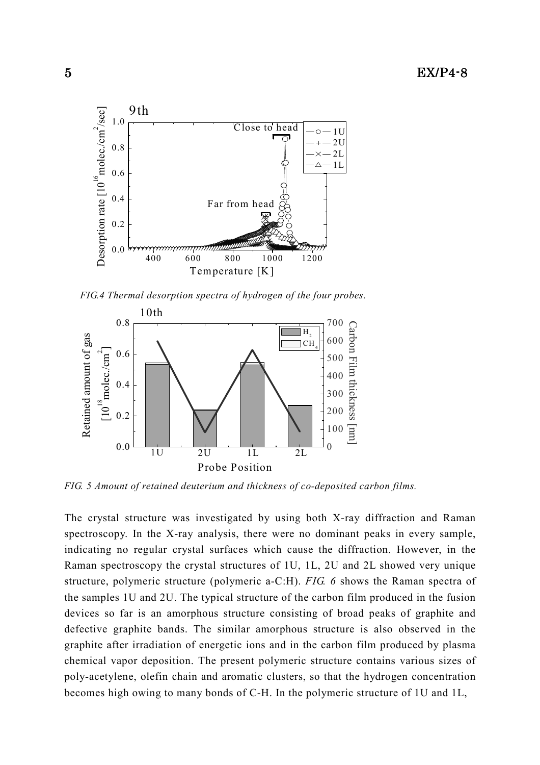*FIG.4 Thermal desorption spectra of hydrogen of the four probes.*

*FIG. 5 Amount of retained deuterium and thickness of co-deposited carbon films.*

The crystal structure was investigated by using both X-ray diffraction and Raman spectroscopy. In the X-ray analysis, there were no dominant peaks in every sample, indicating no regular crystal surfaces which cause the diffraction. However, in the Raman spectroscopy the crystal structures of 1U, 1L, 2U and 2L showed very unique structure, polymeric structure (polymeric a-C:H). *FIG. 6* shows the Raman spectra of the samples 1U and 2U. The typical structure of the carbon film produced in the fusion devices so far is an amorphous structure consisting of broad peaks of graphite and defective graphite bands. The similar amorphous structure is also observed in the graphite after irradiation of energetic ions and in the carbon film produced by plasma chemical vapor deposition. The present polymeric structure contains various sizes of poly-acetylene, olefin chain and aromatic clusters, so that the hydrogen concentration becomes high owing to many bonds of C-H. In the polymeric structure of 1U and 1L,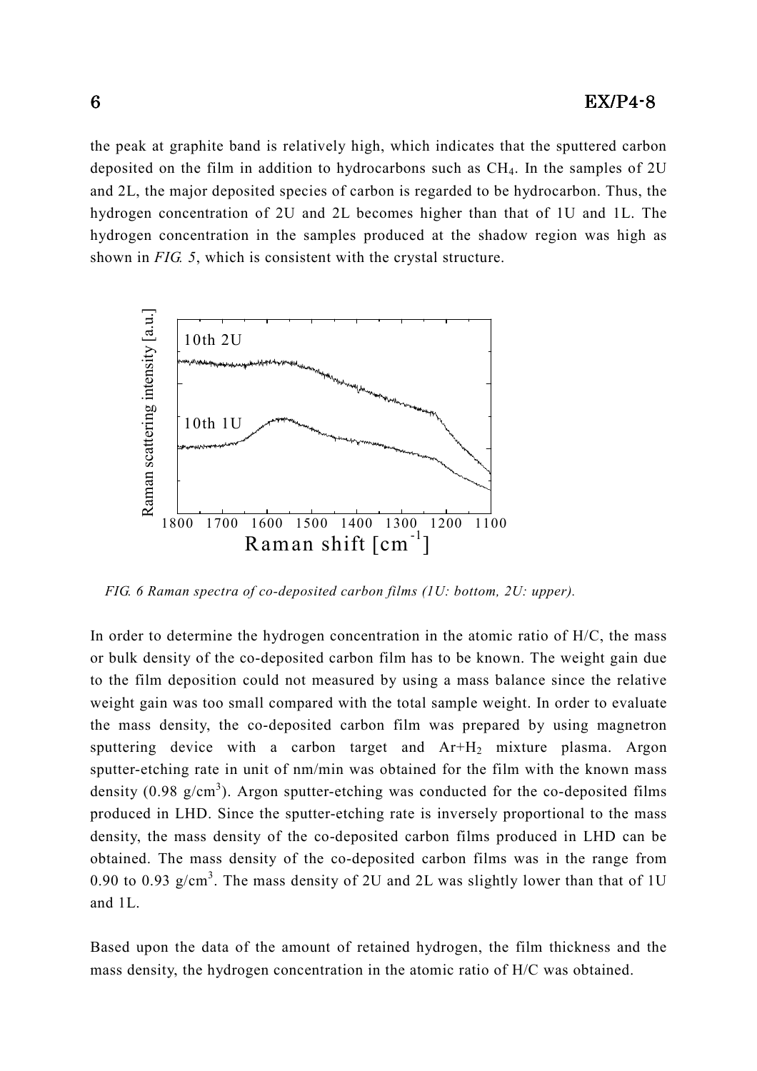the peak at graphite band is relatively high, which indicates that the sputtered carbon deposited on the film in addition to hydrocarbons such as $CH_4$. In the samples of 2U and 2L, the major deposited species of carbon is regarded to be hydrocarbon. Thus, the hydrogen concentration of 2U and 2L becomes higher than that of 1U and 1L. The hydrogen concentration in the samples produced at the shadow region was high as shown in *FIG. 5*, which is consistent with the crystal structure.

*FIG. 6 Raman spectra of co-deposited carbon films (1U: bottom, 2U: upper).*

In order to determine the hydrogen concentration in the atomic ratio of H/C, the mass or bulk density of the co-deposited carbon film has to be known. The weight gain due to the film deposition could not measured by using a mass balance since the relative weight gain was too small compared with the total sample weight. In order to evaluate the mass density, the co-deposited carbon film was prepared by using magnetron sputtering device with a carbon target and $Ar+H_2$ mixture plasma. Argon sputter-etching rate in unit of nm/min was obtained for the film with the known mass density (0.98 g/cm$^3$). Argon sputter-etching was conducted for the co-deposited films produced in LHD. Since the sputter-etching rate is inversely proportional to the mass density, the mass density of the co-deposited carbon films produced in LHD can be obtained. The mass density of the co-deposited carbon films was in the range from 0.90 to 0.93 g/cm$^3$. The mass density of 2U and 2L was slightly lower than that of 1U and 1L.

Based upon the data of the amount of retained hydrogen, the film thickness and the mass density, the hydrogen concentration in the atomic ratio of H/C was obtained.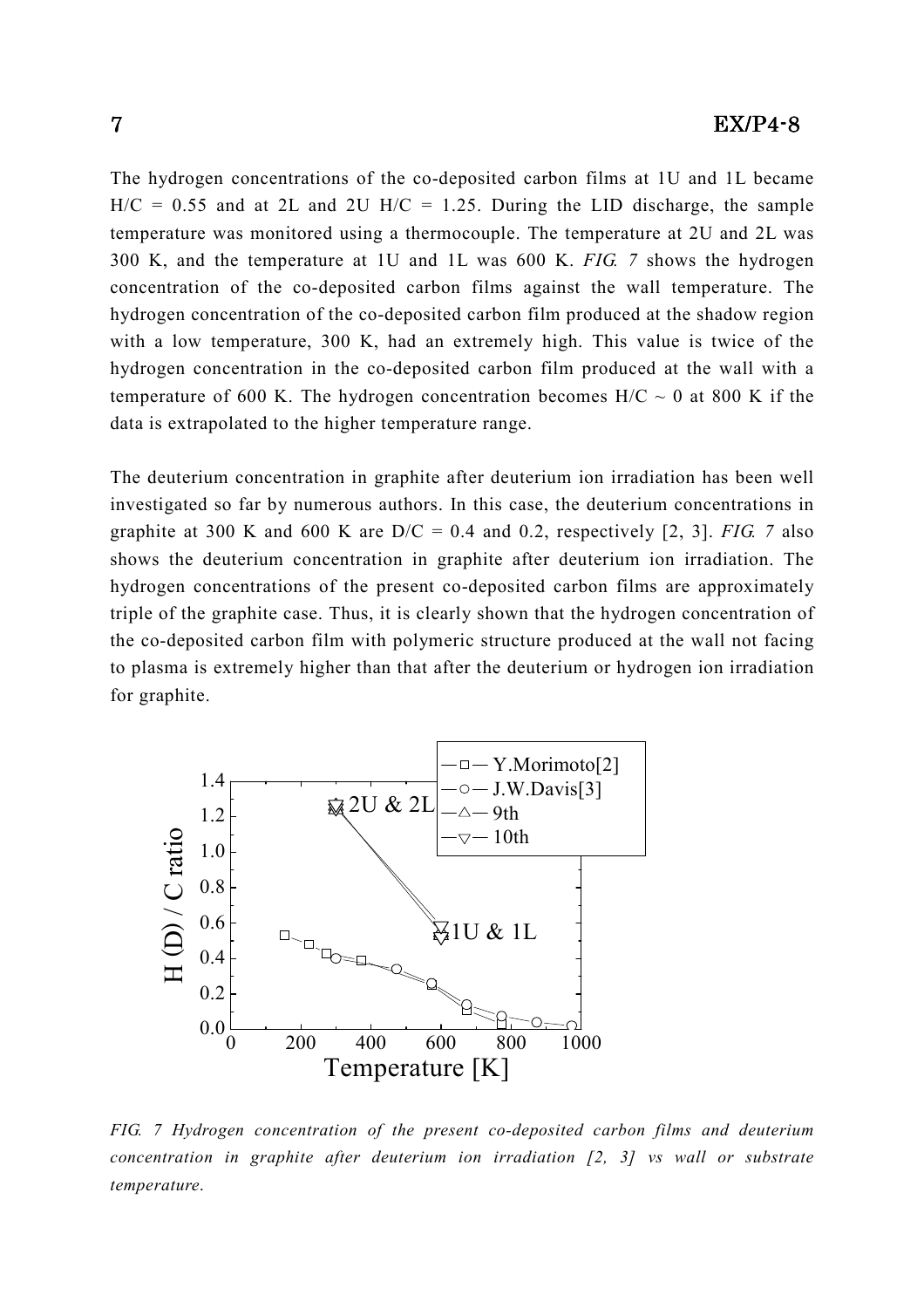The hydrogen concentrations of the co-deposited carbon films at 1U and 1L became H/C = 0.55 and at 2L and 2U H/C = 1.25. During the LID discharge, the sample temperature was monitored using a thermocouple. The temperature at 2U and 2L was 300 K, and the temperature at 1U and 1L was 600 K. *FIG. 7* shows the hydrogen concentration of the co-deposited carbon films against the wall temperature. The hydrogen concentration of the co-deposited carbon film produced at the shadow region with a low temperature, 300 K, had an extremely high. This value is twice of the hydrogen concentration in the co-deposited carbon film produced at the wall with a temperature of 600 K. The hydrogen concentration becomes H/C ~ 0 at 800 K if the data is extrapolated to the higher temperature range.

The deuterium concentration in graphite after deuterium ion irradiation has been well investigated so far by numerous authors. In this case, the deuterium concentrations in graphite at 300 K and 600 K are D/C = 0.4 and 0.2, respectively [2, 3]. *FIG. 7* also shows the deuterium concentration in graphite after deuterium ion irradiation. The hydrogen concentrations of the present co-deposited carbon films are approximately triple of the graphite case. Thus, it is clearly shown that the hydrogen concentration of the co-deposited carbon film with polymeric structure produced at the wall not facing to plasma is extremely higher than that after the deuterium or hydrogen ion irradiation for graphite.

*FIG. 7 Hydrogen concentration of the present co-deposited carbon films and deuterium concentration in graphite after deuterium ion irradiation [2, 3] vs wall or substrate temperature.*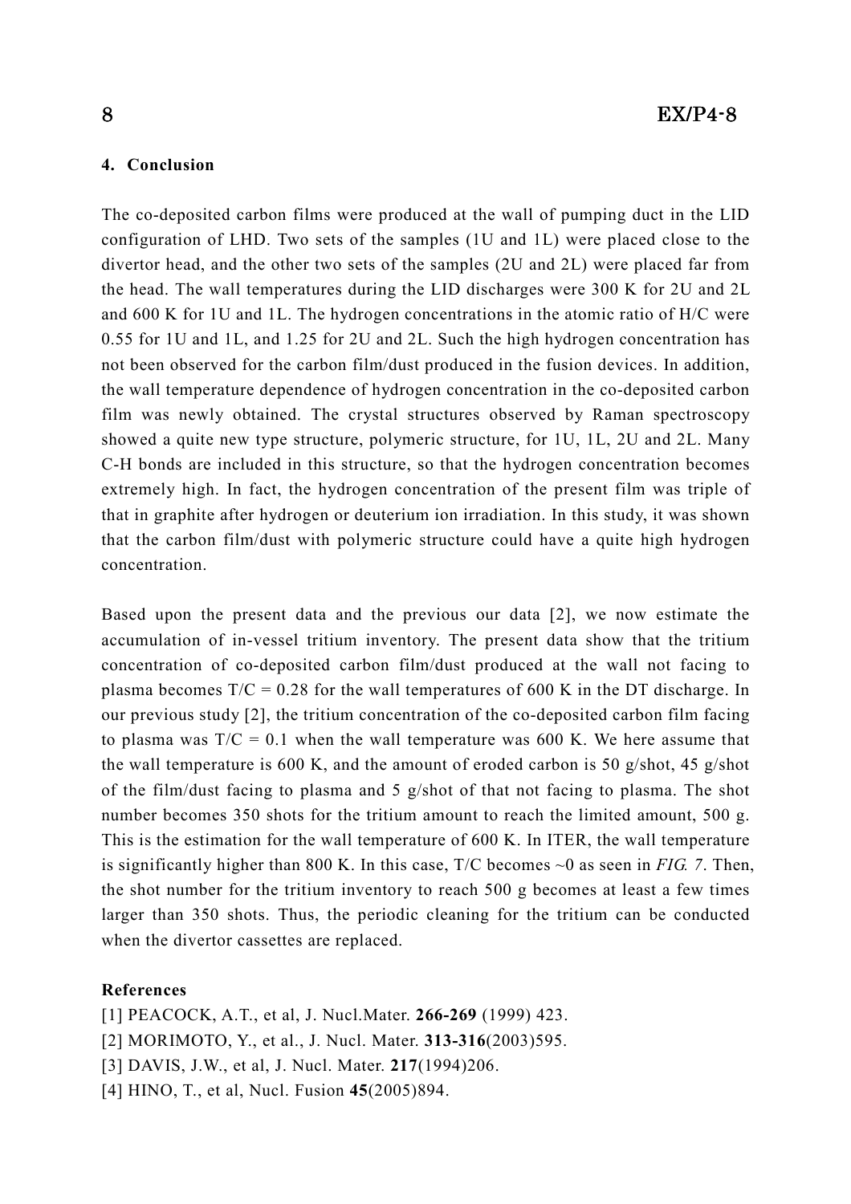## 4. Conclusion

The co-deposited carbon films were produced at the wall of pumping duct in the LID configuration of LHD. Two sets of the samples (1U and 1L) were placed close to the divertor head, and the other two sets of the samples (2U and 2L) were placed far from the head. The wall temperatures during the LID discharges were 300 K for 2U and 2L and 600 K for 1U and 1L. The hydrogen concentrations in the atomic ratio of H/C were 0.55 for 1U and 1L, and 1.25 for 2U and 2L. Such the high hydrogen concentration has not been observed for the carbon film/dust produced in the fusion devices. In addition, the wall temperature dependence of hydrogen concentration in the co-deposited carbon film was newly obtained. The crystal structures observed by Raman spectroscopy showed a quite new type structure, polymeric structure, for 1U, 1L, 2U and 2L. Many C-H bonds are included in this structure, so that the hydrogen concentration becomes extremely high. In fact, the hydrogen concentration of the present film was triple of that in graphite after hydrogen or deuterium ion irradiation. In this study, it was shown that the carbon film/dust with polymeric structure could have a quite high hydrogen concentration.

Based upon the present data and the previous our data [2], we now estimate the accumulation of in-vessel tritium inventory. The present data show that the tritium concentration of co-deposited carbon film/dust produced at the wall not facing to plasma becomes T/C = 0.28 for the wall temperatures of 600 K in the DT discharge. In our previous study [2], the tritium concentration of the co-deposited carbon film facing to plasma was T/C = 0.1 when the wall temperature was 600 K. We here assume that the wall temperature is 600 K, and the amount of eroded carbon is 50 g/shot, 45 g/shot of the film/dust facing to plasma and 5 g/shot of that not facing to plasma. The shot number becomes 350 shots for the tritium amount to reach the limited amount, 500 g. This is the estimation for the wall temperature of 600 K. In ITER, the wall temperature is significantly higher than 800 K. In this case, T/C becomes ~0 as seen in *FIG. 7*. Then, the shot number for the tritium inventory to reach 500 g becomes at least a few times larger than 350 shots. Thus, the periodic cleaning for the tritium can be conducted when the divertor cassettes are replaced.

**References**

[1] PEACOCK, A.T., et al, J. Nucl.Mater. **266-269** (1999) 423.
[2] MORIMOTO, Y., et al., J. Nucl. Mater. **313-316**(2003)595.
[3] DAVIS, J.W., et al, J. Nucl. Mater. **217**(1994)206.
[4] HINO, T., et al, Nucl. Fusion **45**(2005)894.